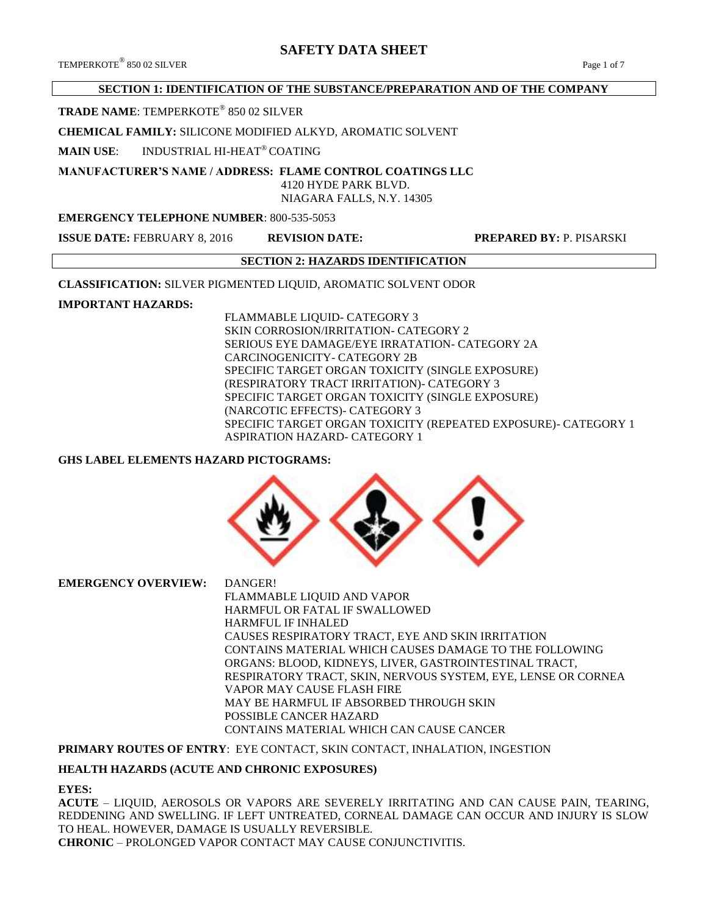# SAFETY DATA SHEET

## SECTION 1: IDENTIFICATION OF THE SUBSTANCE/PREPARATION AND OF THE COMPANY

**TRADE NAME**: TEMPERKOTE® 850 02 SILVER

**CHEMICAL FAMILY:** SILICONE MODIFIED ALKYD, AROMATIC SOLVENT

**MAIN USE**: INDUSTRIAL HI-HEAT® COATING

**MANUFACTURER'S NAME / ADDRESS: FLAME CONTROL COATINGS LLC**
4120 HYDE PARK BLVD.
NIAGARA FALLS, N.Y. 14305

**EMERGENCY TELEPHONE NUMBER**: 800-535-5053

**ISSUE DATE:** FEBRUARY 8, 2016 **REVISION DATE:** **PREPARED BY:** P. PISARSKI

## SECTION 2: HAZARDS IDENTIFICATION

**CLASSIFICATION:** SILVER PIGMENTED LIQUID, AROMATIC SOLVENT ODOR

**IMPORTANT HAZARDS:**

FLAMMABLE LIQUID- CATEGORY 3
SKIN CORROSION/IRRITATION- CATEGORY 2
SERIOUS EYE DAMAGE/EYE IRRATATION- CATEGORY 2A
CARCINOGENICITY- CATEGORY 2B
SPECIFIC TARGET ORGAN TOXICITY (SINGLE EXPOSURE) (RESPIRATORY TRACT IRRITATION)- CATEGORY 3
SPECIFIC TARGET ORGAN TOXICITY (SINGLE EXPOSURE) (NARCOTIC EFFECTS)- CATEGORY 3
SPECIFIC TARGET ORGAN TOXICITY (REPEATED EXPOSURE)- CATEGORY 1
ASPIRATION HAZARD- CATEGORY 1

**GHS LABEL ELEMENTS HAZARD PICTOGRAMS:**

**EMERGENCY OVERVIEW:**

DANGER!
FLAMMABLE LIQUID AND VAPOR
HARMFUL OR FATAL IF SWALLOWED
HARMFUL IF INHALED
CAUSES RESPIRATORY TRACT, EYE AND SKIN IRRITATION
CONTAINS MATERIAL WHICH CAUSES DAMAGE TO THE FOLLOWING ORGANS: BLOOD, KIDNEYS, LIVER, GASTROINTESTINAL TRACT, RESPIRATORY TRACT, SKIN, NERVOUS SYSTEM, EYE, LENSE OR CORNEA
VAPOR MAY CAUSE FLASH FIRE
MAY BE HARMFUL IF ABSORBED THROUGH SKIN
POSSIBLE CANCER HAZARD
CONTAINS MATERIAL WHICH CAN CAUSE CANCER

**PRIMARY ROUTES OF ENTRY**: EYE CONTACT, SKIN CONTACT, INHALATION, INGESTION

**HEALTH HAZARDS (ACUTE AND CHRONIC EXPOSURES)**

**EYES:**

**ACUTE** – LIQUID, AEROSOLS OR VAPORS ARE SEVERELY IRRITATING AND CAN CAUSE PAIN, TEARING, REDDENING AND SWELLING. IF LEFT UNTREATED, CORNEAL DAMAGE CAN OCCUR AND INJURY IS SLOW TO HEAL. HOWEVER, DAMAGE IS USUALLY REVERSIBLE.

**CHRONIC** – PROLONGED VAPOR CONTACT MAY CAUSE CONJUNCTIVITIS.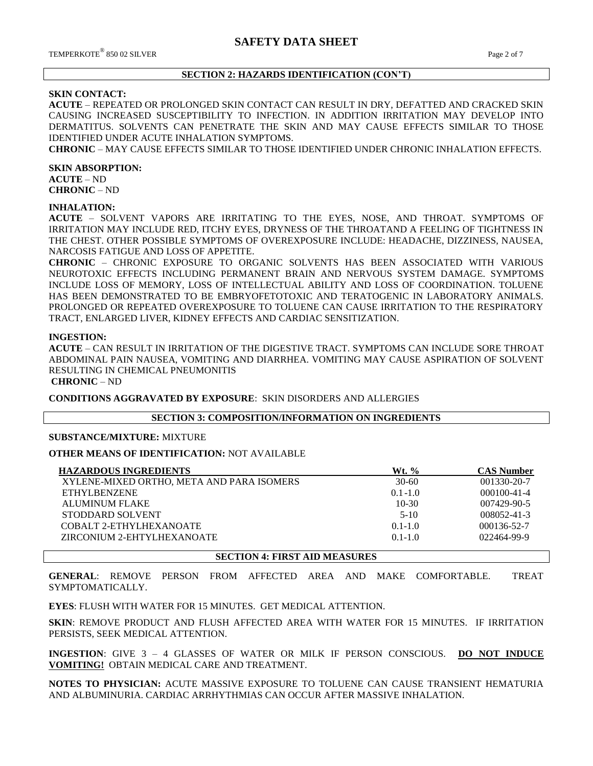## SECTION 2: HAZARDS IDENTIFICATION (CON'T)

**SKIN CONTACT:**

**ACUTE** – REPEATED OR PROLONGED SKIN CONTACT CAN RESULT IN DRY, DEFATTED AND CRACKED SKIN CAUSING INCREASED SUSCEPTIBILITY TO INFECTION. IN ADDITION IRRITATION MAY DEVELOP INTO DERMATITUS. SOLVENTS CAN PENETRATE THE SKIN AND MAY CAUSE EFFECTS SIMILAR TO THOSE IDENTIFIED UNDER ACUTE INHALATION SYMPTOMS.

**CHRONIC** – MAY CAUSE EFFECTS SIMILAR TO THOSE IDENTIFIED UNDER CHRONIC INHALATION EFFECTS.

**SKIN ABSORPTION:**

**ACUTE** – ND

**CHRONIC** – ND

**INHALATION:**

**ACUTE** – SOLVENT VAPORS ARE IRRITATING TO THE EYES, NOSE, AND THROAT. SYMPTOMS OF IRRITATION MAY INCLUDE RED, ITCHY EYES, DRYNESS OF THE THROATAND A FEELING OF TIGHTNESS IN THE CHEST. OTHER POSSIBLE SYMPTOMS OF OVEREXPOSURE INCLUDE: HEADACHE, DIZZINESS, NAUSEA, NARCOSIS FATIGUE AND LOSS OF APPETITE.

**CHRONIC** – CHRONIC EXPOSURE TO ORGANIC SOLVENTS HAS BEEN ASSOCIATED WITH VARIOUS NEUROTOXIC EFFECTS INCLUDING PERMANENT BRAIN AND NERVOUS SYSTEM DAMAGE. SYMPTOMS INCLUDE LOSS OF MEMORY, LOSS OF INTELLECTUAL ABILITY AND LOSS OF COORDINATION. TOLUENE HAS BEEN DEMONSTRATED TO BE EMBRYOFETOTOXIC AND TERATOGENIC IN LABORATORY ANIMALS. PROLONGED OR REPEATED OVEREXPOSURE TO TOLUENE CAN CAUSE IRRITATION TO THE RESPIRATORY TRACT, ENLARGED LIVER, KIDNEY EFFECTS AND CARDIAC SENSITIZATION.

**INGESTION:**

**ACUTE** – CAN RESULT IN IRRITATION OF THE DIGESTIVE TRACT. SYMPTOMS CAN INCLUDE SORE THROAT ABDOMINAL PAIN NAUSEA, VOMITING AND DIARRHEA. VOMITING MAY CAUSE ASPIRATION OF SOLVENT RESULTING IN CHEMICAL PNEUMONITIS

**CHRONIC** – ND

**CONDITIONS AGGRAVATED BY EXPOSURE**: SKIN DISORDERS AND ALLERGIES

## SECTION 3: COMPOSITION/INFORMATION ON INGREDIENTS

**SUBSTANCE/MIXTURE:** MIXTURE

**OTHER MEANS OF IDENTIFICATION:** NOT AVAILABLE

| HAZARDOUS INGREDIENTS | Wt. % | CAS Number |
|---|---|---|
| XYLENE-MIXED ORTHO, META AND PARA ISOMERS | 30-60 | 001330-20-7 |
| ETHYLBENZENE | 0.1-1.0 | 000100-41-4 |
| ALUMINUM FLAKE | 10-30 | 007429-90-5 |
| STODDARD SOLVENT | 5-10 | 008052-41-3 |
| COBALT 2-ETHYLHEXANOATE | 0.1-1.0 | 000136-52-7 |
| ZIRCONIUM 2-EHTYLHEXANOATE | 0.1-1.0 | 022464-99-9 |

## SECTION 4: FIRST AID MEASURES

**GENERAL**: REMOVE PERSON FROM AFFECTED AREA AND MAKE COMFORTABLE. TREAT SYMPTOMATICALLY.

**EYES**: FLUSH WITH WATER FOR 15 MINUTES. GET MEDICAL ATTENTION.

**SKIN**: REMOVE PRODUCT AND FLUSH AFFECTED AREA WITH WATER FOR 15 MINUTES. IF IRRITATION PERSISTS, SEEK MEDICAL ATTENTION.

**INGESTION**: GIVE 3 – 4 GLASSES OF WATER OR MILK IF PERSON CONSCIOUS. **DO NOT INDUCE VOMITING!** OBTAIN MEDICAL CARE AND TREATMENT.

**NOTES TO PHYSICIAN:** ACUTE MASSIVE EXPOSURE TO TOLUENE CAN CAUSE TRANSIENT HEMATURIA AND ALBUMINURIA. CARDIAC ARRHYTHMIAS CAN OCCUR AFTER MASSIVE INHALATION.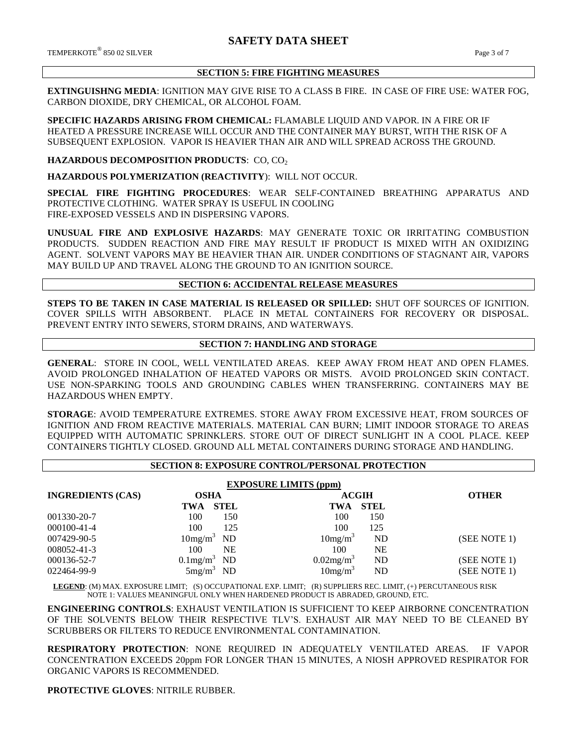# SAFETY DATA SHEET

## SECTION 5: FIRE FIGHTING MEASURES

**EXTINGUISHNG MEDIA**: IGNITION MAY GIVE RISE TO A CLASS B FIRE. IN CASE OF FIRE USE: WATER FOG, CARBON DIOXIDE, DRY CHEMICAL, OR ALCOHOL FOAM.

**SPECIFIC HAZARDS ARISING FROM CHEMICAL:** FLAMABLE LIQUID AND VAPOR. IN A FIRE OR IF HEATED A PRESSURE INCREASE WILL OCCUR AND THE CONTAINER MAY BURST, WITH THE RISK OF A SUBSEQUENT EXPLOSION. VAPOR IS HEAVIER THAN AIR AND WILL SPREAD ACROSS THE GROUND.

**HAZARDOUS DECOMPOSITION PRODUCTS**: CO, $CO_2$

**HAZARDOUS POLYMERIZATION (REACTIVITY)**: WILL NOT OCCUR.

**SPECIAL FIRE FIGHTING PROCEDURES**: WEAR SELF-CONTAINED BREATHING APPARATUS AND PROTECTIVE CLOTHING. WATER SPRAY IS USEFUL IN COOLING FIRE-EXPOSED VESSELS AND IN DISPERSING VAPORS.

**UNUSUAL FIRE AND EXPLOSIVE HAZARDS**: MAY GENERATE TOXIC OR IRRITATING COMBUSTION PRODUCTS. SUDDEN REACTION AND FIRE MAY RESULT IF PRODUCT IS MIXED WITH AN OXIDIZING AGENT. SOLVENT VAPORS MAY BE HEAVIER THAN AIR. UNDER CONDITIONS OF STAGNANT AIR, VAPORS MAY BUILD UP AND TRAVEL ALONG THE GROUND TO AN IGNITION SOURCE.

## SECTION 6: ACCIDENTAL RELEASE MEASURES

**STEPS TO BE TAKEN IN CASE MATERIAL IS RELEASED OR SPILLED:** SHUT OFF SOURCES OF IGNITION. COVER SPILLS WITH ABSORBENT. PLACE IN METAL CONTAINERS FOR RECOVERY OR DISPOSAL. PREVENT ENTRY INTO SEWERS, STORM DRAINS, AND WATERWAYS.

## SECTION 7: HANDLING AND STORAGE

**GENERAL**: STORE IN COOL, WELL VENTILATED AREAS. KEEP AWAY FROM HEAT AND OPEN FLAMES. AVOID PROLONGED INHALATION OF HEATED VAPORS OR MISTS. AVOID PROLONGED SKIN CONTACT. USE NON-SPARKING TOOLS AND GROUNDING CABLES WHEN TRANSFERRING. CONTAINERS MAY BE HAZARDOUS WHEN EMPTY.

**STORAGE**: AVOID TEMPERATURE EXTREMES. STORE AWAY FROM EXCESSIVE HEAT, FROM SOURCES OF IGNITION AND FROM REACTIVE MATERIALS. MATERIAL CAN BURN; LIMIT INDOOR STORAGE TO AREAS EQUIPPED WITH AUTOMATIC SPRINKLERS. STORE OUT OF DIRECT SUNLIGHT IN A COOL PLACE. KEEP CONTAINERS TIGHTLY CLOSED. GROUND ALL METAL CONTAINERS DURING STORAGE AND HANDLING.

## SECTION 8: EXPOSURE CONTROL/PERSONAL PROTECTION

**EXPOSURE LIMITS (ppm)**

| INGREDIENTS (CAS) | OSHA | | ACGIH | | OTHER |
|---|---|---|---|---|---|
| | TWA | STEL | TWA | STEL | |
| 001330-20-7 | 100 | 150 | 100 | 150 | |
| 000100-41-4 | 100 | 125 | 100 | 125 | |
| 007429-90-5 | 10mg/m$^3$ | ND | 10mg/m$^3$ | ND | (SEE NOTE 1) |
| 008052-41-3 | 100 | NE | 100 | NE | |
| 000136-52-7 | 0.1mg/m$^3$ | ND | 0.02mg/m$^3$ | ND | (SEE NOTE 1) |
| 022464-99-9 | 5mg/m$^3$ | ND | 10mg/m$^3$ | ND | (SEE NOTE 1) |

**LEGEND**: (M) MAX. EXPOSURE LIMIT; (S) OCCUPATIONAL EXP. LIMIT; (R) SUPPLIERS REC. LIMIT, (+) PERCUTANEOUS RISK
NOTE 1: VALUES MEANINGFUL ONLY WHEN HARDENED PRODUCT IS ABRADED, GROUND, ETC.

**ENGINEERING CONTROLS**: EXHAUST VENTILATION IS SUFFICIENT TO KEEP AIRBORNE CONCENTRATION OF THE SOLVENTS BELOW THEIR RESPECTIVE TLV'S. EXHAUST AIR MAY NEED TO BE CLEANED BY SCRUBBERS OR FILTERS TO REDUCE ENVIRONMENTAL CONTAMINATION.

**RESPIRATORY PROTECTION**: NONE REQUIRED IN ADEQUATELY VENTILATED AREAS. IF VAPOR CONCENTRATION EXCEEDS 20ppm FOR LONGER THAN 15 MINUTES, A NIOSH APPROVED RESPIRATOR FOR ORGANIC VAPORS IS RECOMMENDED.

**PROTECTIVE GLOVES**: NITRILE RUBBER.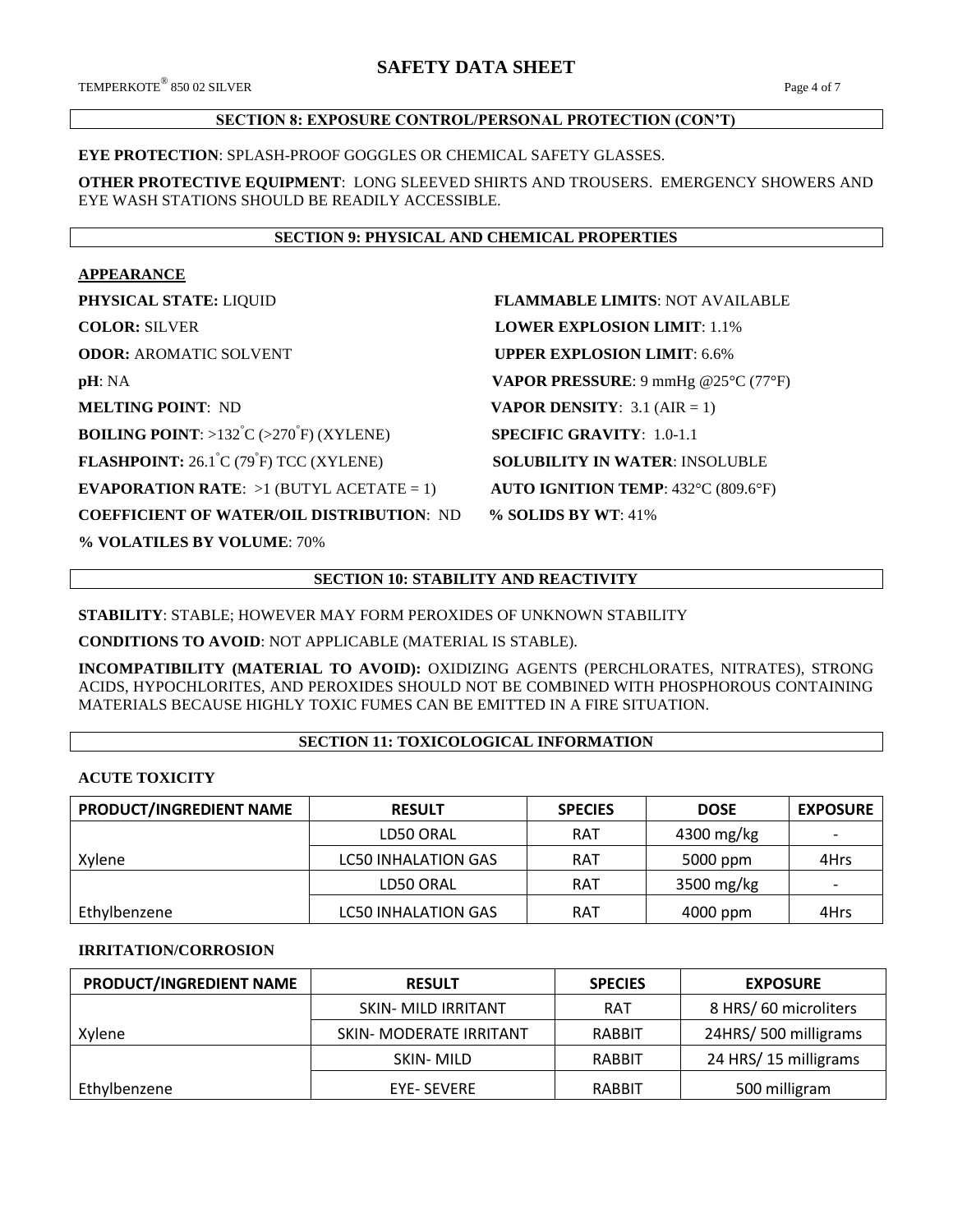## SECTION 8: EXPOSURE CONTROL/PERSONAL PROTECTION (CON'T)

**EYE PROTECTION**: SPLASH-PROOF GOGGLES OR CHEMICAL SAFETY GLASSES.

**OTHER PROTECTIVE EQUIPMENT**: LONG SLEEVED SHIRTS AND TROUSERS. EMERGENCY SHOWERS AND EYE WASH STATIONS SHOULD BE READILY ACCESSIBLE.

## SECTION 9: PHYSICAL AND CHEMICAL PROPERTIES

**APPEARANCE**

**PHYSICAL STATE:** LIQUID

**COLOR:** SILVER

**ODOR:** AROMATIC SOLVENT

**pH**: NA

**MELTING POINT**: ND

**BOILING POINT**: >132°C (>270°F) (XYLENE)

**FLASHPOINT:** 26.1°C (79°F) TCC (XYLENE)

**EVAPORATION RATE**: >1 (BUTYL ACETATE = 1)

**COEFFICIENT OF WATER/OIL DISTRIBUTION**: ND

**% VOLATILES BY VOLUME**: 70%

**FLAMMABLE LIMITS**: NOT AVAILABLE

**LOWER EXPLOSION LIMIT**: 1.1%

**UPPER EXPLOSION LIMIT**: 6.6%

**VAPOR PRESSURE**: 9 mmHg @25°C (77°F)

**VAPOR DENSITY**: 3.1 (AIR = 1)

**SPECIFIC GRAVITY**: 1.0-1.1

**SOLUBILITY IN WATER**: INSOLUBLE

**AUTO IGNITION TEMP**: 432°C (809.6°F)

**% SOLIDS BY WT**: 41%

## SECTION 10: STABILITY AND REACTIVITY

**STABILITY**: STABLE; HOWEVER MAY FORM PEROXIDES OF UNKNOWN STABILITY

**CONDITIONS TO AVOID**: NOT APPLICABLE (MATERIAL IS STABLE).

**INCOMPATIBILITY (MATERIAL TO AVOID):** OXIDIZING AGENTS (PERCHLORATES, NITRATES), STRONG ACIDS, HYPOCHLORITES, AND PEROXIDES SHOULD NOT BE COMBINED WITH PHOSPHOROUS CONTAINING MATERIALS BECAUSE HIGHLY TOXIC FUMES CAN BE EMITTED IN A FIRE SITUATION.

## SECTION 11: TOXICOLOGICAL INFORMATION

**ACUTE TOXICITY**

| PRODUCT/INGREDIENT NAME | RESULT | SPECIES | DOSE | EXPOSURE |
|---|---|---|---|---|
| Xylene | LD50 ORAL | RAT | 4300 mg/kg | - |
| | LC50 INHALATION GAS | RAT | 5000 ppm | 4Hrs |
| Ethylbenzene | LD50 ORAL | RAT | 3500 mg/kg | - |
| | LC50 INHALATION GAS | RAT | 4000 ppm | 4Hrs |

**IRRITATION/CORROSION**

| PRODUCT/INGREDIENT NAME | RESULT | SPECIES | EXPOSURE |
|---|---|---|---|
| Xylene | SKIN- MILD IRRITANT | RAT | 8 HRS/ 60 microliters |
| | SKIN- MODERATE IRRITANT | RABBIT | 24HRS/ 500 milligrams |
| Ethylbenzene | SKIN- MILD | RABBIT | 24 HRS/ 15 milligrams |
| | EYE- SEVERE | RABBIT | 500 milligram |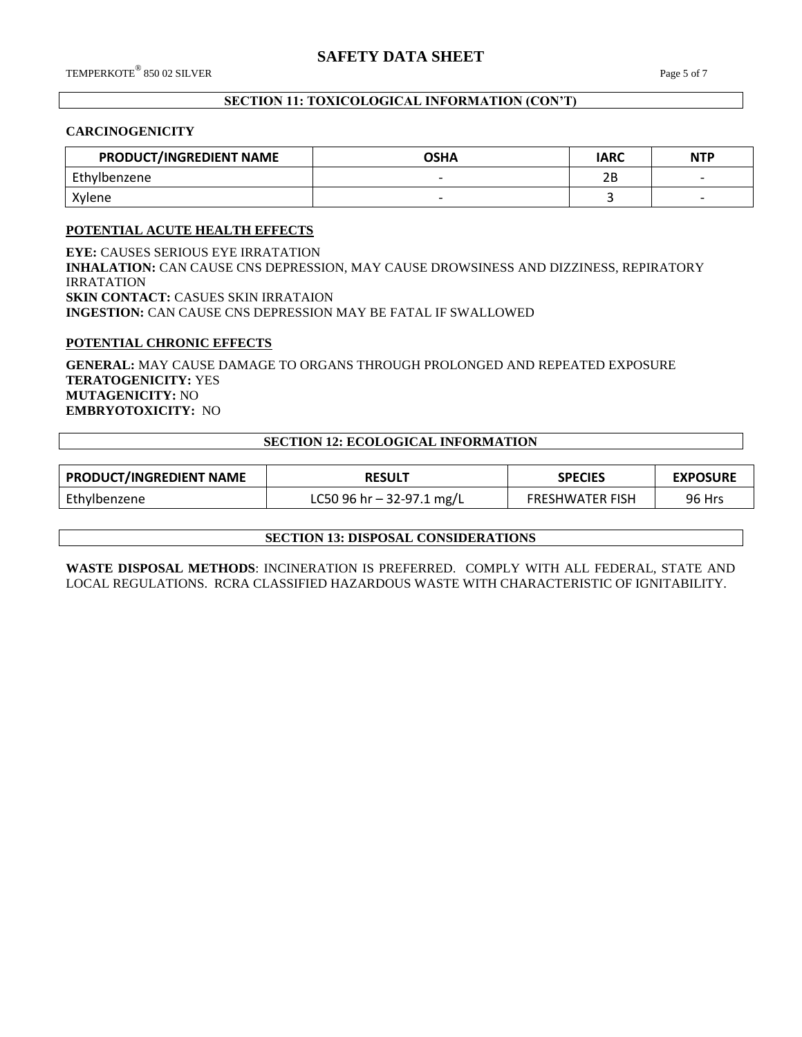## SECTION 11: TOXICOLOGICAL INFORMATION (CON'T)

### CARCINOGENICITY

| PRODUCT/INGREDIENT NAME | OSHA | IARC | NTP |
|---|---|---|---|
| Ethylbenzene | - | 2B | - |
| Xylene | - | 3 | - |

**POTENTIAL ACUTE HEALTH EFFECTS**

**EYE:** CAUSES SERIOUS EYE IRRATATION
**INHALATION:** CAN CAUSE CNS DEPRESSION, MAY CAUSE DROWSINESS AND DIZZINESS, REPIRATORY IRRATATION
**SKIN CONTACT:** CASUES SKIN IRRATAION
**INGESTION:** CAN CAUSE CNS DEPRESSION MAY BE FATAL IF SWALLOWED

**POTENTIAL CHRONIC EFFECTS**

**GENERAL:** MAY CAUSE DAMAGE TO ORGANS THROUGH PROLONGED AND REPEATED EXPOSURE
**TERATOGENICITY:** YES
**MUTAGENICITY:** NO
**EMBRYOTOXICITY:** NO

## SECTION 12: ECOLOGICAL INFORMATION

| PRODUCT/INGREDIENT NAME | RESULT | SPECIES | EXPOSURE |
|---|---|---|---|
| Ethylbenzene | LC50 96 hr – 32-97.1 mg/L | FRESHWATER FISH | 96 Hrs |

## SECTION 13: DISPOSAL CONSIDERATIONS

**WASTE DISPOSAL METHODS**: INCINERATION IS PREFERRED. COMPLY WITH ALL FEDERAL, STATE AND LOCAL REGULATIONS. RCRA CLASSIFIED HAZARDOUS WASTE WITH CHARACTERISTIC OF IGNITABILITY.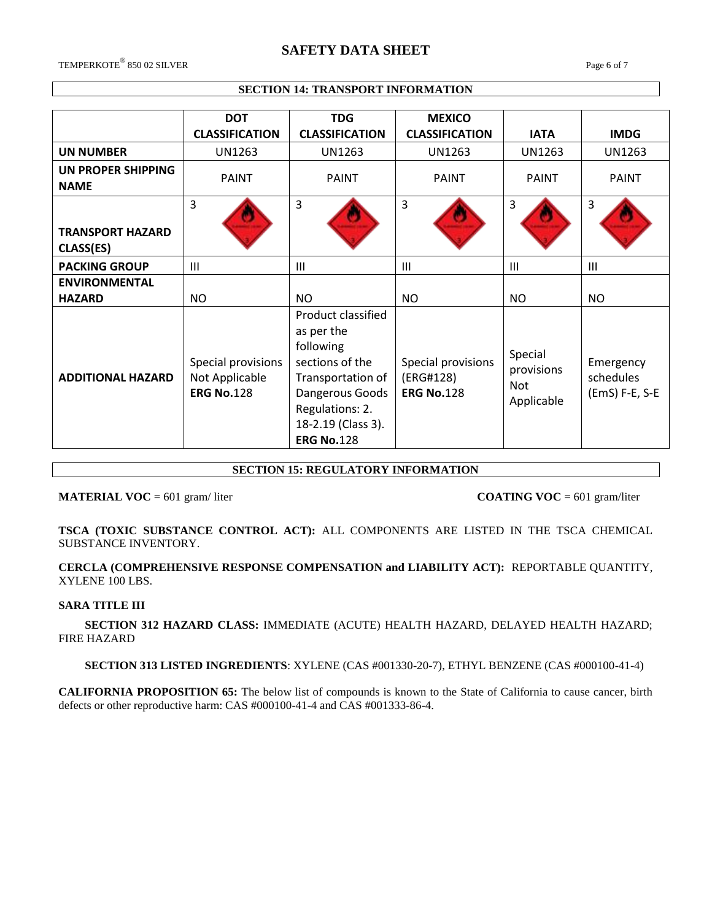## SECTION 14: TRANSPORT INFORMATION

| | DOT CLASSIFICATION | TDG CLASSIFICATION | MEXICO CLASSIFICATION | IATA | IMDG |
|---|---|---|---|---|---|
| **UN NUMBER** | UN1263 | UN1263 | UN1263 | UN1263 | UN1263 |
| **UN PROPER SHIPPING NAME** | PAINT | PAINT | PAINT | PAINT | PAINT |
| **TRANSPORT HAZARD CLASS(ES)** | 3 | 3 | 3 | 3 | 3 |
| **PACKING GROUP** | III | III | III | III | III |
| **ENVIRONMENTAL HAZARD** | NO | NO | NO | NO | NO |
| **ADDITIONAL HAZARD** | Special provisions Not Applicable **ERG No.**128 | Product classified as per the following sections of the Transportation of Dangerous Goods Regulations: 2. 18-2.19 (Class 3). **ERG No.**128 | Special provisions (ERG#128) **ERG No.**128 | Special provisions Not Applicable | Emergency schedules (EmS) F-E, S-E |

## SECTION 15: REGULATORY INFORMATION

**MATERIAL VOC** = 601 gram/ liter

**COATING VOC** = 601 gram/liter

**TSCA (TOXIC SUBSTANCE CONTROL ACT):** ALL COMPONENTS ARE LISTED IN THE TSCA CHEMICAL SUBSTANCE INVENTORY.

**CERCLA (COMPREHENSIVE RESPONSE COMPENSATION and LIABILITY ACT):** REPORTABLE QUANTITY, XYLENE 100 LBS.

**SARA TITLE III**

**SECTION 312 HAZARD CLASS:** IMMEDIATE (ACUTE) HEALTH HAZARD, DELAYED HEALTH HAZARD; FIRE HAZARD

**SECTION 313 LISTED INGREDIENTS**: XYLENE (CAS #001330-20-7), ETHYL BENZENE (CAS #000100-41-4)

**CALIFORNIA PROPOSITION 65:** The below list of compounds is known to the State of California to cause cancer, birth defects or other reproductive harm: CAS #000100-41-4 and CAS #001333-86-4.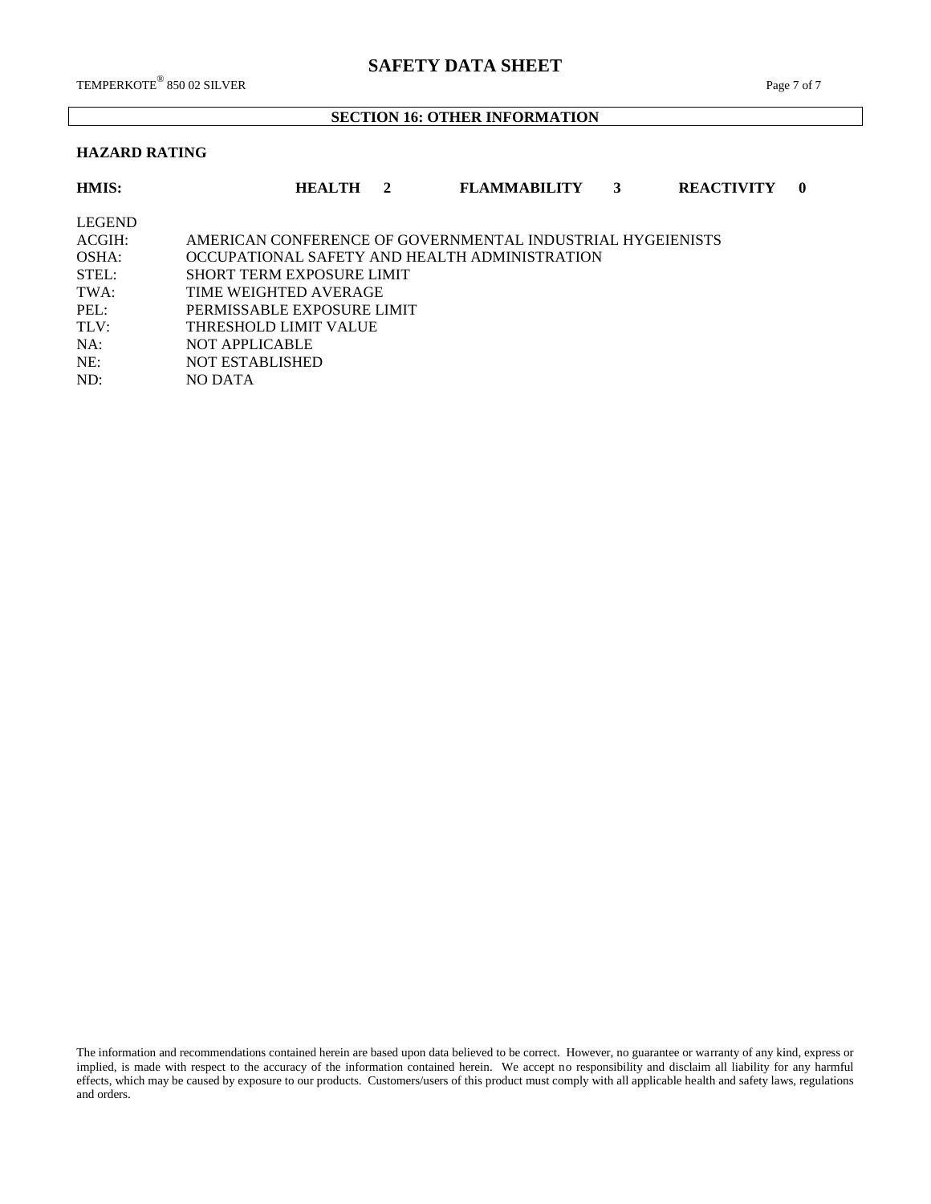## SECTION 16: OTHER INFORMATION

**HAZARD RATING**

| | | | |
|---|---|---|---|
| **HMIS:** | **HEALTH 2** | **FLAMMABILITY 3** | **REACTIVITY 0** |

LEGEND

| | |
|---|---|
| ACGIH: | AMERICAN CONFERENCE OF GOVERNMENTAL INDUSTRIAL HYGEIENISTS |
| OSHA: | OCCUPATIONAL SAFETY AND HEALTH ADMINISTRATION |
| STEL: | SHORT TERM EXPOSURE LIMIT |
| TWA: | TIME WEIGHTED AVERAGE |
| PEL: | PERMISSABLE EXPOSURE LIMIT |
| TLV: | THRESHOLD LIMIT VALUE |
| NA: | NOT APPLICABLE |
| NE: | NOT ESTABLISHED |
| ND: | NO DATA |

The information and recommendations contained herein are based upon data believed to be correct. However, no guarantee or warranty of any kind, express or implied, is made with respect to the accuracy of the information contained herein. We accept no responsibility and disclaim all liability for any harmful effects, which may be caused by exposure to our products. Customers/users of this product must comply with all applicable health and safety laws, regulations and orders.